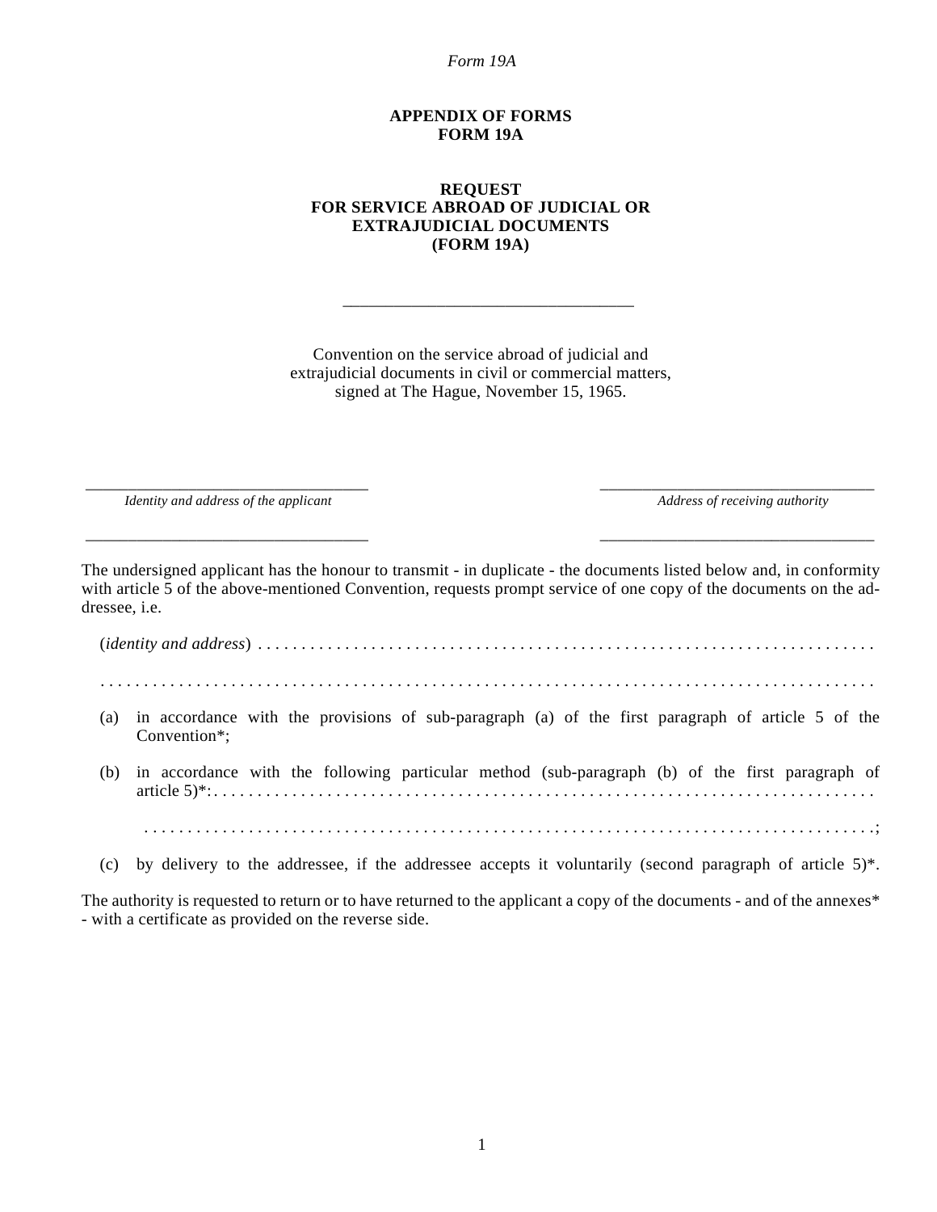*Form 19A*

**APPENDIX OF FORMS**
**FORM 19A**

**REQUEST**
**FOR SERVICE ABROAD OF JUDICIAL OR EXTRAJUDICIAL DOCUMENTS**
**(FORM 19A)**

---

Convention on the service abroad of judicial and extrajudicial documents in civil or commercial matters, signed at The Hague, November 15, 1965.

| ___________________________________ | ___________________________________ |
|---|---|
| *Identity and address of the applicant* | *Address of receiving authority* |
| ___________________________________ | ___________________________________ |

The undersigned applicant has the honour to transmit - in duplicate - the documents listed below and, in conformity with article 5 of the above-mentioned Convention, requests prompt service of one copy of the documents on the addressee, i.e.

(*identity and address*) . . . . . . . . . . . . . . . . . . . . . . . . . . . . . . . . . . . . . . . . . . . . . . . . . . . . . . . . . . . . . . . . . . . . . . .

. . . . . . . . . . . . . . . . . . . . . . . . . . . . . . . . . . . . . . . . . . . . . . . . . . . . . . . . . . . . . . . . . . . . . . . . . . . . . . . . . . . . . . . . . . .

(a) in accordance with the provisions of sub-paragraph (a) of the first paragraph of article 5 of the Convention*;

(b) in accordance with the following particular method (sub-paragraph (b) of the first paragraph of article 5)*: . . . . . . . . . . . . . . . . . . . . . . . . . . . . . . . . . . . . . . . . . . . . . . . . . . . . . . . . . . . . . . . . . . . . . . . . . . . .

. . . . . . . . . . . . . . . . . . . . . . . . . . . . . . . . . . . . . . . . . . . . . . . . . . . . . . . . . . . . . . . . . . . . . . . . . . . . . . . . . . . . . .;

(c) by delivery to the addressee, if the addressee accepts it voluntarily (second paragraph of article 5)*.

The authority is requested to return or to have returned to the applicant a copy of the documents - and of the annexes* - with a certificate as provided on the reverse side.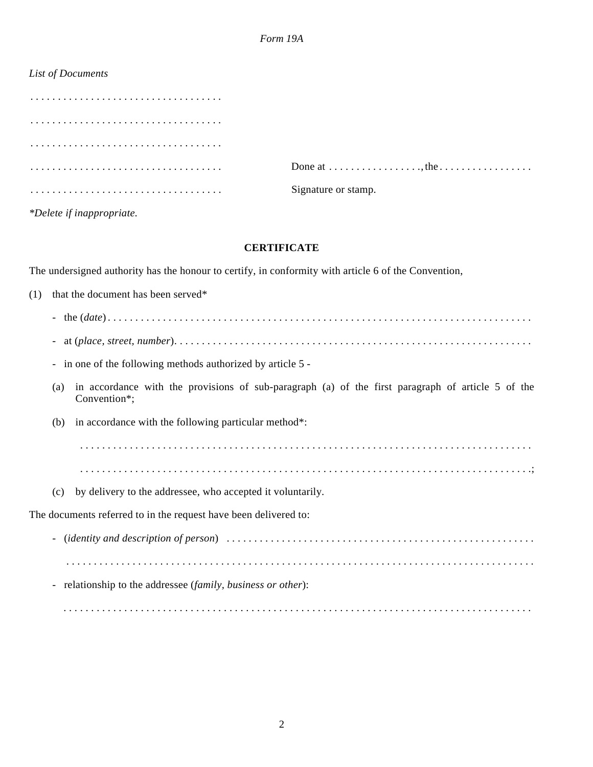*Form 19A*

*List of Documents*

. . . . . . . . . . . . . . . . . . . . . . . . . . . . . . . . . . .

. . . . . . . . . . . . . . . . . . . . . . . . . . . . . . . . . . .

. . . . . . . . . . . . . . . . . . . . . . . . . . . . . . . . . . .

. . . . . . . . . . . . . . . . . . . . . . . . . . . . . . . . . . .

. . . . . . . . . . . . . . . . . . . . . . . . . . . . . . . . . . .

Done at . . . . . . . . . . . . . . . . ., the . . . . . . . . . . . . . . . . .

Signature or stamp.

**Delete if inappropriate.*

**CERTIFICATE**

The undersigned authority has the honour to certify, in conformity with article 6 of the Convention,

(1) that the document has been served*

- the (*date*) . . . . . . . . . . . . . . . . . . . . . . . . . . . . . . . . . . . . . . . . . . . . . . . . . . . . . . . . . . . . . . . . . . . . . . . . . . .
- at (*place, street, number*). . . . . . . . . . . . . . . . . . . . . . . . . . . . . . . . . . . . . . . . . . . . . . . . . . . . . . . . . . . . . . . . .
- in one of the following methods authorized by article 5 -

(a) in accordance with the provisions of sub-paragraph (a) of the first paragraph of article 5 of the Convention*;

(b) in accordance with the following particular method*:

. . . . . . . . . . . . . . . . . . . . . . . . . . . . . . . . . . . . . . . . . . . . . . . . . . . . . . . . . . . . . . . . . . . . . . . . . . . . . . . . .

. . . . . . . . . . . . . . . . . . . . . . . . . . . . . . . . . . . . . . . . . . . . . . . . . . . . . . . . . . . . . . . . . . . . . . . . . . . . . . . . .;

(c) by delivery to the addressee, who accepted it voluntarily.

The documents referred to in the request have been delivered to:

- (*identity and description of person*) . . . . . . . . . . . . . . . . . . . . . . . . . . . . . . . . . . . . . . . . . . . . . . . . . . . . . . .

  . . . . . . . . . . . . . . . . . . . . . . . . . . . . . . . . . . . . . . . . . . . . . . . . . . . . . . . . . . . . . . . . . . . . . . . . . . . . . . . . . . . .
- relationship to the addressee (*family, business or other*):

  . . . . . . . . . . . . . . . . . . . . . . . . . . . . . . . . . . . . . . . . . . . . . . . . . . . . . . . . . . . . . . . . . . . . . . . . . . . . . . . . . . . .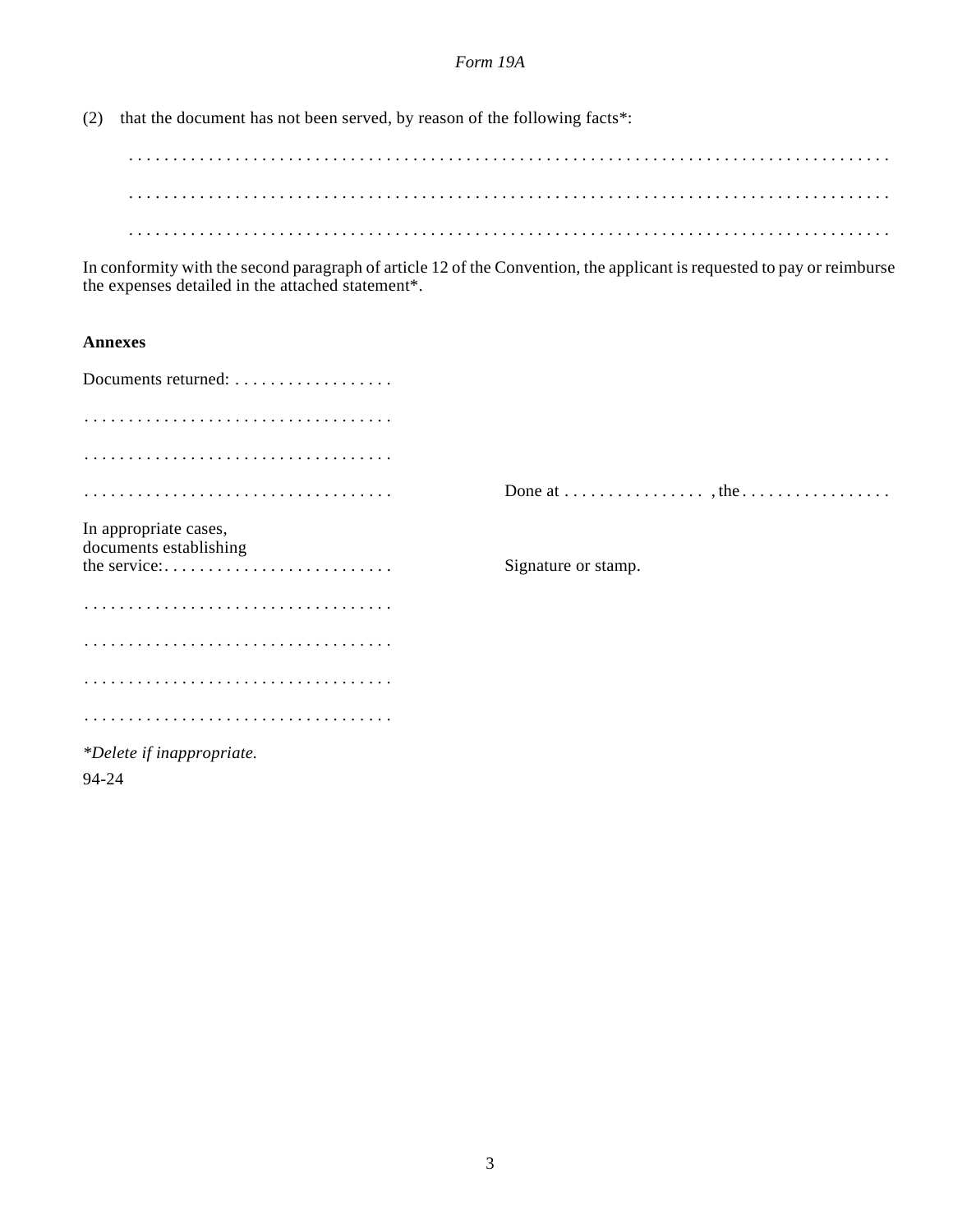*Form 19A*

(2) that the document has not been served, by reason of the following facts*:

. . . . . . . . . . . . . . . . . . . . . . . . . . . . . . . . . . . . . . . . . . . . . . . . . . . . . . . . . . . . . . . . . . . . . . . . . . . . . . . . . . .

. . . . . . . . . . . . . . . . . . . . . . . . . . . . . . . . . . . . . . . . . . . . . . . . . . . . . . . . . . . . . . . . . . . . . . . . . . . . . . . . . . .

. . . . . . . . . . . . . . . . . . . . . . . . . . . . . . . . . . . . . . . . . . . . . . . . . . . . . . . . . . . . . . . . . . . . . . . . . . . . . . . . . . .

In conformity with the second paragraph of article 12 of the Convention, the applicant is requested to pay or reimburse the expenses detailed in the attached statement*.

**Annexes**

Documents returned: . . . . . . . . . . . . . . . . . .

. . . . . . . . . . . . . . . . . . . . . . . . . . . . . . . . . . .

. . . . . . . . . . . . . . . . . . . . . . . . . . . . . . . . . . .

. . . . . . . . . . . . . . . . . . . . . . . . . . . . . . . . . . .

Done at . . . . . . . . . . . . . . . . , the . . . . . . . . . . . . . . . . .

In appropriate cases,
documents establishing
the service: . . . . . . . . . . . . . . . . . . . . . . . . . .

Signature or stamp.

. . . . . . . . . . . . . . . . . . . . . . . . . . . . . . . . . . .

. . . . . . . . . . . . . . . . . . . . . . . . . . . . . . . . . . .

. . . . . . . . . . . . . . . . . . . . . . . . . . . . . . . . . . .

. . . . . . . . . . . . . . . . . . . . . . . . . . . . . . . . . . .

*\*Delete if inappropriate.*

94-24